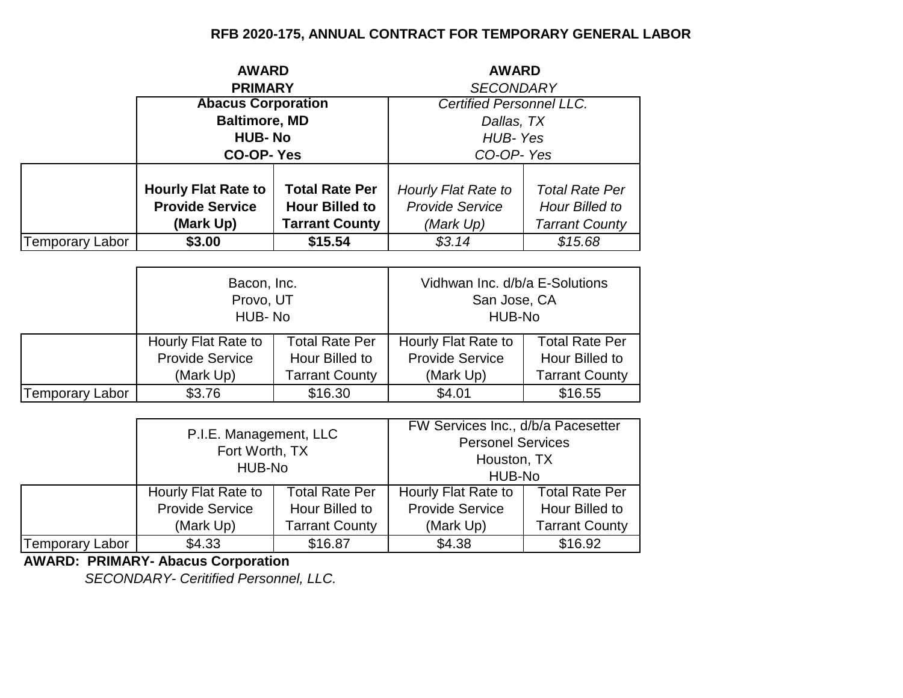# RFB 2020-175, ANNUAL CONTRACT FOR TEMPORARY GENERAL LABOR

| | **AWARD** **PRIMARY** | | *AWARD* *SECONDARY* | |
|---|---|---|---|---|
| | **Abacus Corporation** **Baltimore, MD** **HUB- No** **CO-OP- Yes** | | *Certified Personnel LLC.* *Dallas, TX* *HUB- Yes* *CO-OP- Yes* | |
| | **Hourly Flat Rate to Provide Service (Mark Up)** | **Total Rate Per Hour Billed to Tarrant County** | *Hourly Flat Rate to Provide Service (Mark Up)* | *Total Rate Per Hour Billed to Tarrant County* |
| Temporary Labor | **$3.00** | **$15.54** | *$3.14* | *$15.68* |

| | Bacon, Inc. Provo, UT HUB- No | | Vidhwan Inc. d/b/a E-Solutions San Jose, CA HUB-No | |
|---|---|---|---|---|
| | Hourly Flat Rate to Provide Service (Mark Up) | Total Rate Per Hour Billed to Tarrant County | Hourly Flat Rate to Provide Service (Mark Up) | Total Rate Per Hour Billed to Tarrant County |
| Temporary Labor | $3.76 | $16.30 | $4.01 | $16.55 |

| | P.I.E. Management, LLC Fort Worth, TX HUB-No | | FW Services Inc., d/b/a Pacesetter Personel Services Houston, TX HUB-No | |
|---|---|---|---|---|
| | Hourly Flat Rate to Provide Service (Mark Up) | Total Rate Per Hour Billed to Tarrant County | Hourly Flat Rate to Provide Service (Mark Up) | Total Rate Per Hour Billed to Tarrant County |
| Temporary Labor | $4.33 | $16.87 | $4.38 | $16.92 |

**AWARD: PRIMARY- Abacus Corporation**

*SECONDARY- Ceritified Personnel, LLC.*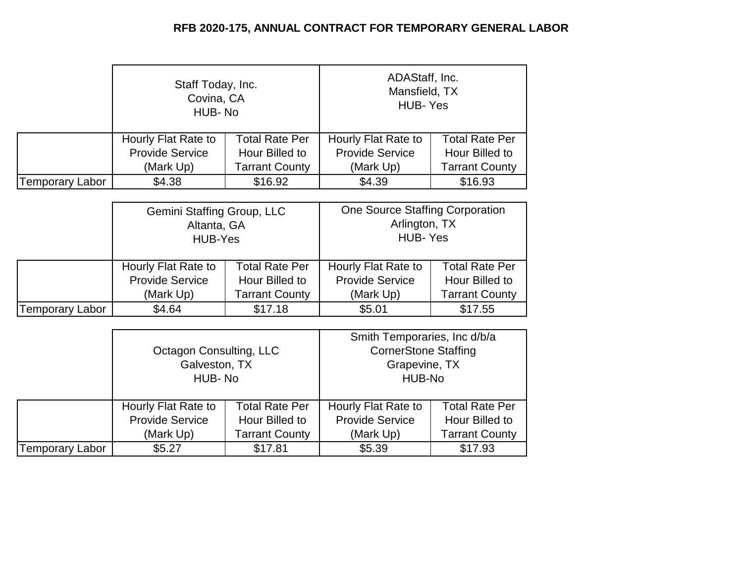**RFB 2020-175, ANNUAL CONTRACT FOR TEMPORARY GENERAL LABOR**

| | Staff Today, Inc. Covina, CA HUB- No | | ADAStaff, Inc. Mansfield, TX HUB- Yes | |
|---|---|---|---|---|
| | Hourly Flat Rate to Provide Service (Mark Up) | Total Rate Per Hour Billed to Tarrant County | Hourly Flat Rate to Provide Service (Mark Up) | Total Rate Per Hour Billed to Tarrant County |
| Temporary Labor | $4.38 | $16.92 | $4.39 | $16.93 |

| | Gemini Staffing Group, LLC Altanta, GA HUB-Yes | | One Source Staffing Corporation Arlington, TX HUB- Yes | |
|---|---|---|---|---|
| | Hourly Flat Rate to Provide Service (Mark Up) | Total Rate Per Hour Billed to Tarrant County | Hourly Flat Rate to Provide Service (Mark Up) | Total Rate Per Hour Billed to Tarrant County |
| Temporary Labor | $4.64 | $17.18 | $5.01 | $17.55 |

| | Octagon Consulting, LLC Galveston, TX HUB- No | | Smith Temporaries, Inc d/b/a CornerStone Staffing Grapevine, TX HUB-No | |
|---|---|---|---|---|
| | Hourly Flat Rate to Provide Service (Mark Up) | Total Rate Per Hour Billed to Tarrant County | Hourly Flat Rate to Provide Service (Mark Up) | Total Rate Per Hour Billed to Tarrant County |
| Temporary Labor | $5.27 | $17.81 | $5.39 | $17.93 |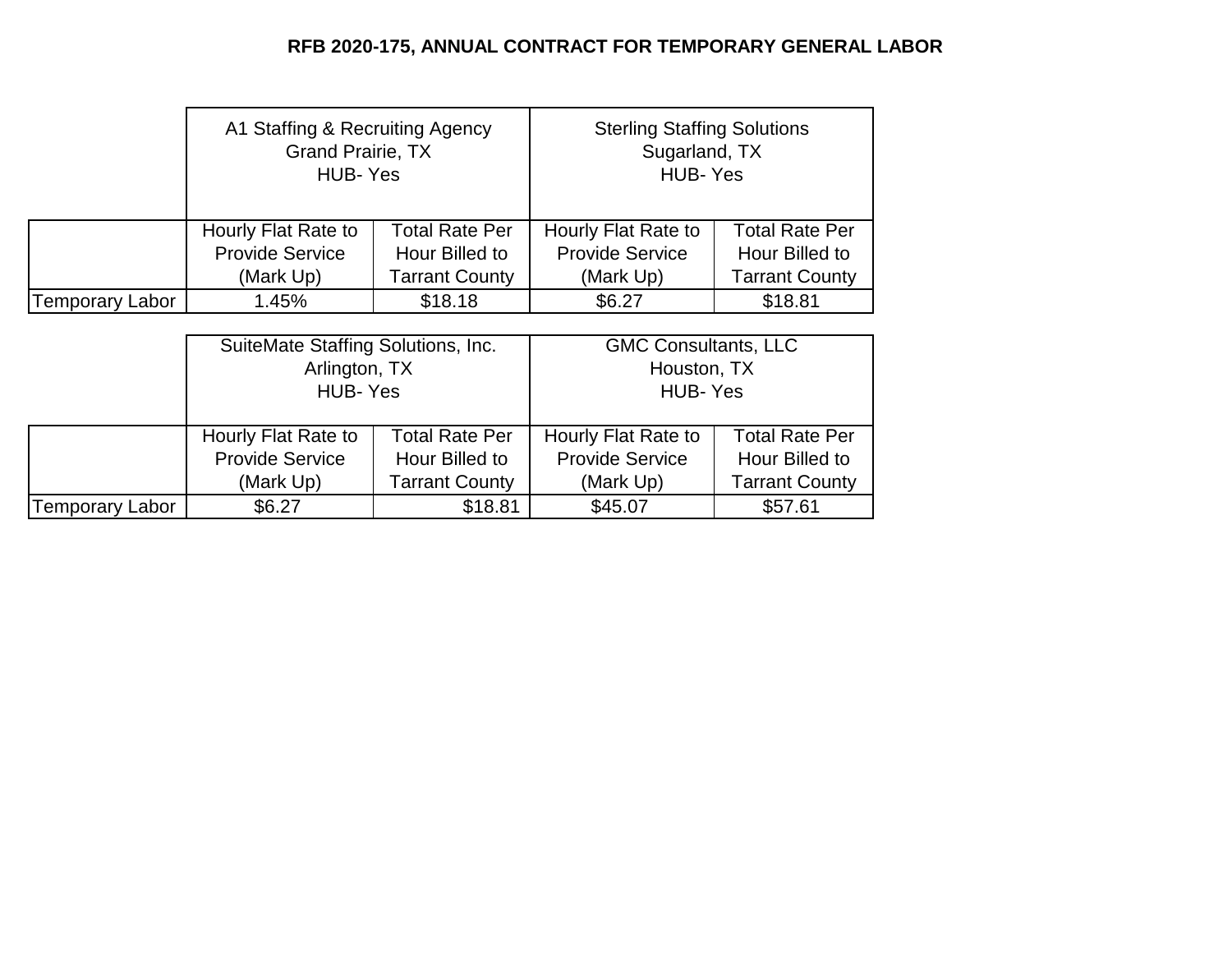**RFB 2020-175, ANNUAL CONTRACT FOR TEMPORARY GENERAL LABOR**

| | A1 Staffing & Recruiting Agency<br>Grand Prairie, TX<br>HUB- Yes | | Sterling Staffing Solutions<br>Sugarland, TX<br>HUB- Yes | |
|---|---|---|---|---|
| | Hourly Flat Rate to Provide Service (Mark Up) | Total Rate Per Hour Billed to Tarrant County | Hourly Flat Rate to Provide Service (Mark Up) | Total Rate Per Hour Billed to Tarrant County |
| Temporary Labor | 1.45% | $18.18 | $6.27 | $18.81 |

| | SuiteMate Staffing Solutions, Inc.<br>Arlington, TX<br>HUB- Yes | | GMC Consultants, LLC<br>Houston, TX<br>HUB- Yes | |
|---|---|---|---|---|
| | Hourly Flat Rate to Provide Service (Mark Up) | Total Rate Per Hour Billed to Tarrant County | Hourly Flat Rate to Provide Service (Mark Up) | Total Rate Per Hour Billed to Tarrant County |
| Temporary Labor | $6.27 | $18.81 | $45.07 | $57.61 |